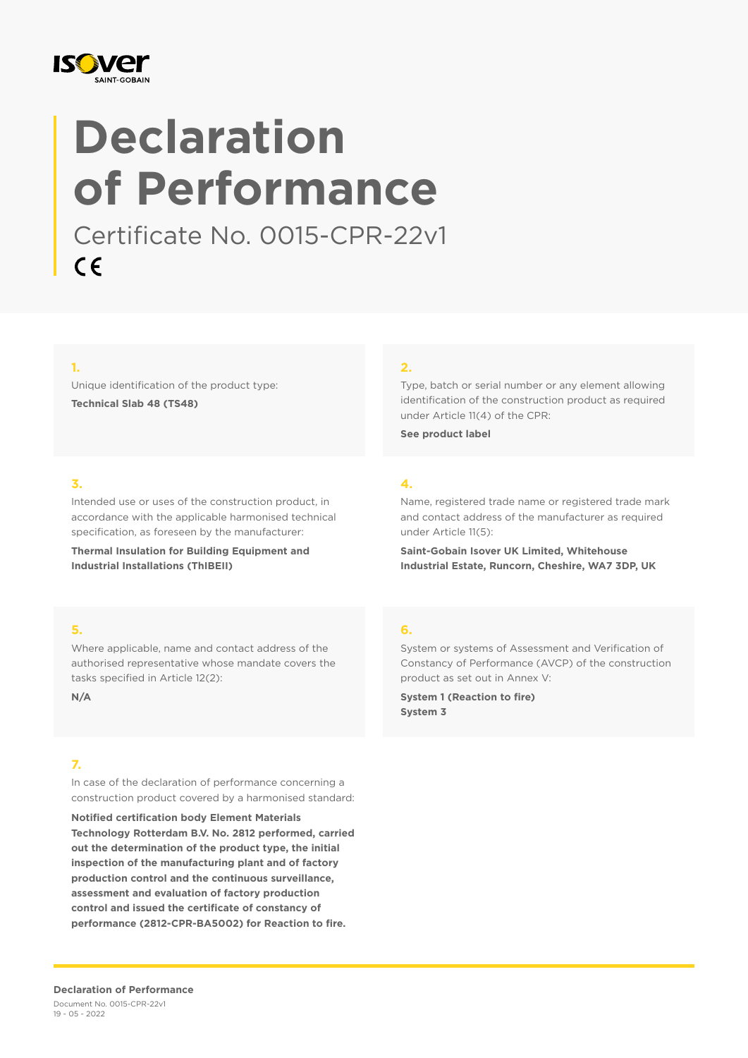# Declaration of Performance

Certificate No. 0015-CPR-22v1

CE

**1.**

Unique identification of the product type:

**Technical Slab 48 (TS48)**

**2.**

Type, batch or serial number or any element allowing identification of the construction product as required under Article 11(4) of the CPR:

**See product label**

**3.**

Intended use or uses of the construction product, in accordance with the applicable harmonised technical specification, as foreseen by the manufacturer:

**Thermal Insulation for Building Equipment and Industrial Installations (ThIBEII)**

**4.**

Name, registered trade name or registered trade mark and contact address of the manufacturer as required under Article 11(5):

**Saint-Gobain Isover UK Limited, Whitehouse Industrial Estate, Runcorn, Cheshire, WA7 3DP, UK**

**5.**

Where applicable, name and contact address of the authorised representative whose mandate covers the tasks specified in Article 12(2):

**N/A**

**6.**

System or systems of Assessment and Verification of Constancy of Performance (AVCP) of the construction product as set out in Annex V:

**System 1 (Reaction to fire)**
**System 3**

**7.**

In case of the declaration of performance concerning a construction product covered by a harmonised standard:

**Notified certification body Element Materials Technology Rotterdam B.V. No. 2812 performed, carried out the determination of the product type, the initial inspection of the manufacturing plant and of factory production control and the continuous surveillance, assessment and evaluation of factory production control and issued the certificate of constancy of performance (2812-CPR-BA5002) for Reaction to fire.**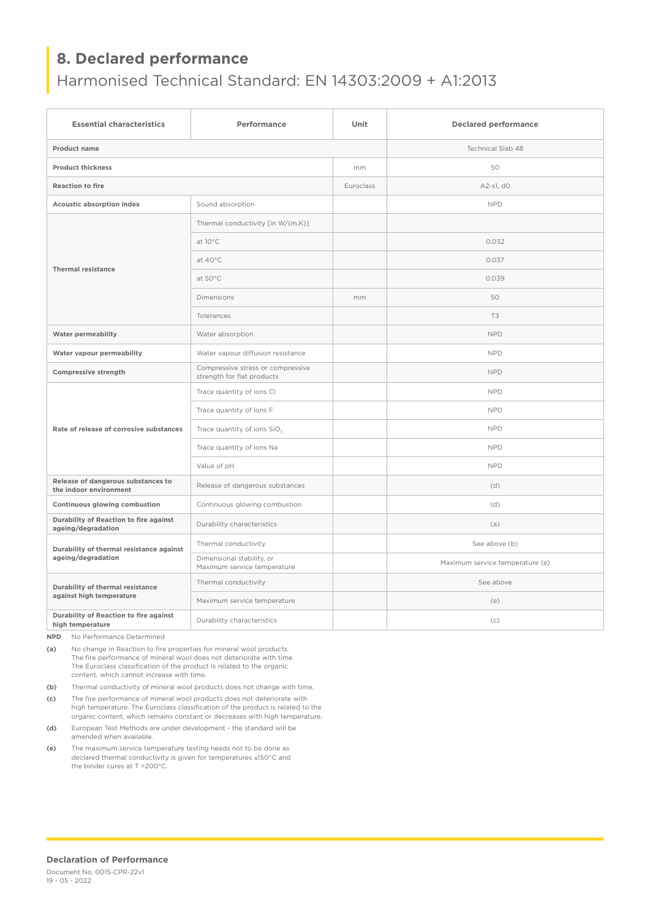## 8. Declared performance

### Harmonised Technical Standard: EN 14303:2009 + A1:2013

| Essential characteristics | Performance | Unit | Declared performance |
|---|---|---|---|
| **Product name** | | | Technical Slab 48 |
| **Product thickness** | | mm | 50 |
| **Reaction to fire** | | Euroclass | A2-s1, d0 |
| **Acoustic absorption index** | Sound absorption | | NPD |
| **Thermal resistance** | Thermal conductivity [in W/(m.K)] | | |
| | at 10°C | | 0.032 |
| | at 40°C | | 0.037 |
| | at 50°C | | 0.039 |
| | Dimensions | mm | 50 |
| | Tolerances | | T3 |
| **Water permeability** | Water absorption | | NPD |
| **Water vapour permeability** | Water vapour diffusion resistance | | NPD |
| **Compressive strength** | Compressive stress or compressive strength for flat products | | NPD |
| **Rate of release of corrosive substances** | Trace quantity of ions Cl | | NPD |
| | Trace quantity of ions F | | NPD |
| | Trace quantity of ions $SiO_3$ | | NPD |
| | Trace quantity of ions Na | | NPD |
| | Value of pH | | NPD |
| **Release of dangerous substances to the indoor environment** | Release of dangerous substances | | (d) |
| **Continuous glowing combustion** | Continuous glowing combustion | | (d) |
| **Durability of Reaction to fire against ageing/degradation** | Durability characteristics | | (a) |
| **Durability of thermal resistance against ageing/degradation** | Thermal conductivity | | See above (b) |
| | Dimensional stability, or Maximum service temperature | | Maximum service temperature (e) |
| **Durability of thermal resistance against high temperature** | Thermal conductivity | | See above |
| | Maximum service temperature | | (e) |
| **Durability of Reaction to fire against high temperature** | Durability characteristics | | (c) |

**NPD** No Performance Determined

**(a)** No change in Reaction to fire properties for mineral wool products. The fire performance of mineral wool does not deteriorate with time. The Euroclass classification of the product is related to the organic content, which cannot increase with time.

**(b)** Thermal conductivity of mineral wool products does not change with time.

**(c)** The fire performance of mineral wool products does not deteriorate with high temperature. The Euroclass classification of the product is related to the organic content, which remains constant or decreases with high temperature.

**(d)** European Test Methods are under development - the standard will be amended when available.

**(e)** The maximum service temperature testing needs not to be done as declared thermal conductivity is given for temperatures ≤150°C and the binder cures at T >200°C.

**Declaration of Performance**

Document No. 0015-CPR-22v1

19 - 05 - 2022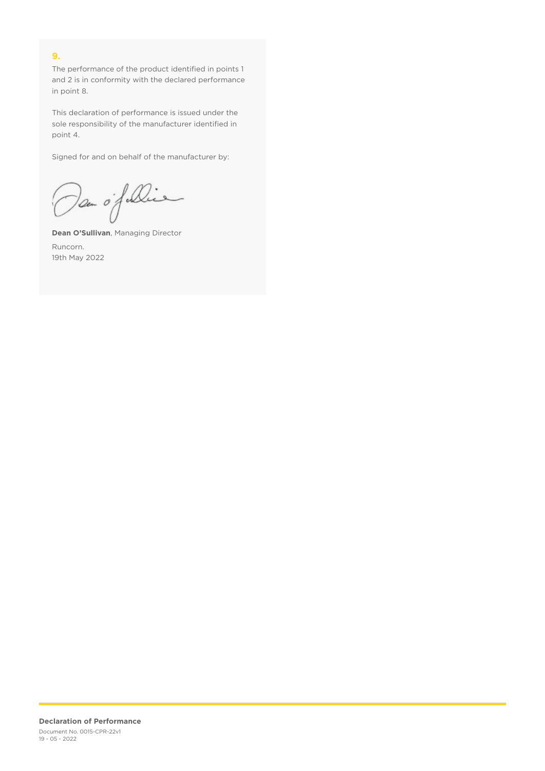## 9.

The performance of the product identified in points 1 and 2 is in conformity with the declared performance in point 8.

This declaration of performance is issued under the sole responsibility of the manufacturer identified in point 4.

Signed for and on behalf of the manufacturer by:

**Dean O'Sullivan**, Managing Director

Runcorn.
19th May 2022

**Declaration of Performance**
Document No. 0015-CPR-22v1
19 - 05 - 2022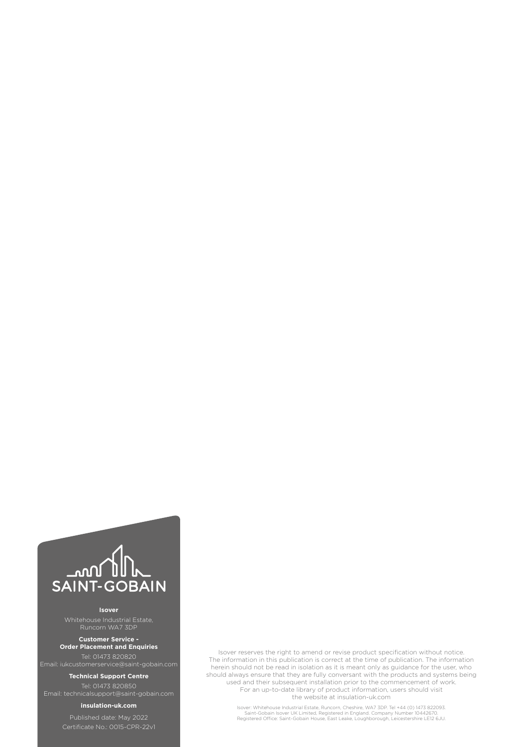SAINT-GOBAIN

**Isover**

Whitehouse Industrial Estate,
Runcorn WA7 3DP

**Customer Service - Order Placement and Enquiries**

Tel: 01473 820820
Email: iukcustomerservice@saint-gobain.com

**Technical Support Centre**

Tel: 01473 820850
Email: technicalsupport@saint-gobain.com

**insulation-uk.com**

Published date: May 2022
Certificate No.: 0015-CPR-22v1

Isover reserves the right to amend or revise product specification without notice. The information in this publication is correct at the time of publication. The information herein should not be read in isolation as it is meant only as guidance for the user, who should always ensure that they are fully conversant with the products and systems being used and their subsequent installation prior to the commencement of work. For an up-to-date library of product information, users should visit the website at insulation-uk.com

Isover: Whitehouse Industrial Estate, Runcorn, Cheshire, WA7 3DP. Tel +44 (0) 1473 822093.
Saint-Gobain Isover UK Limited, Registered in England. Company Number 10442670.
Registered Office: Saint-Gobain House, East Leake, Loughborough, Leicestershire LE12 6JU.